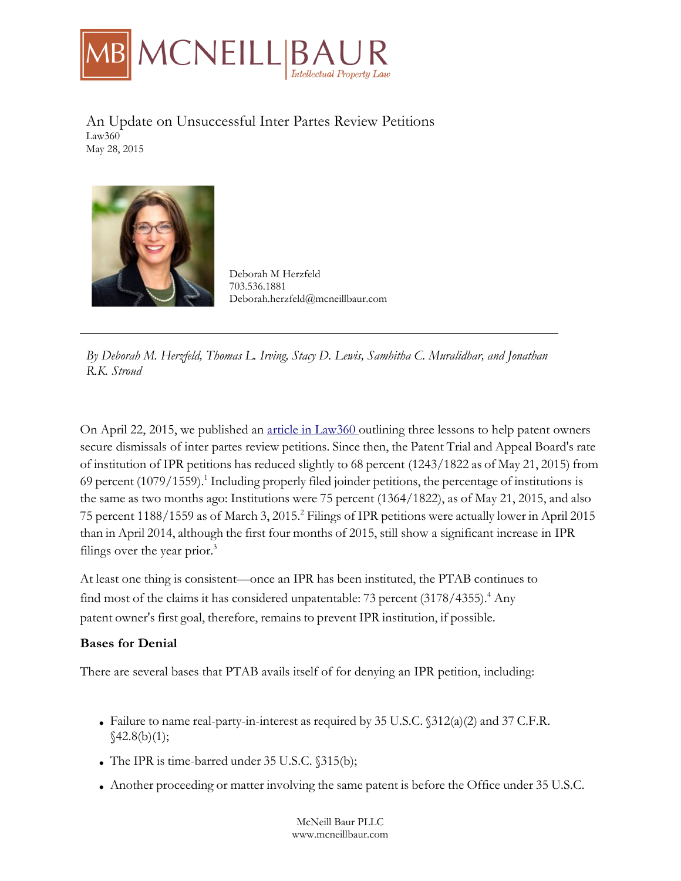# An Update on Unsuccessful Inter Partes Review Petitions

Law360
May 28, 2015

Deborah M Herzfeld
703.536.1881
Deborah.herzfeld@mcneillbaur.com

---

*By Deborah M. Herzfeld, Thomas L. Irving, Stacy D. Lewis, Samhitha C. Muralidhar, and Jonathan R.K. Stroud*

On April 22, 2015, we published an article in Law360 outlining three lessons to help patent owners secure dismissals of inter partes review petitions. Since then, the Patent Trial and Appeal Board's rate of institution of IPR petitions has reduced slightly to 68 percent (1243/1822 as of May 21, 2015) from 69 percent (1079/1559).[1] Including properly filed joinder petitions, the percentage of institutions is the same as two months ago: Institutions were 75 percent (1364/1822), as of May 21, 2015, and also 75 percent 1188/1559 as of March 3, 2015.[2] Filings of IPR petitions were actually lower in April 2015 than in April 2014, although the first four months of 2015, still show a significant increase in IPR filings over the year prior.[3]

At least one thing is consistent—once an IPR has been instituted, the PTAB continues to find most of the claims it has considered unpatentable: 73 percent (3178/4355).[4] Any patent owner's first goal, therefore, remains to prevent IPR institution, if possible.

**Bases for Denial**

There are several bases that PTAB avails itself of for denying an IPR petition, including:

- Failure to name real-party-in-interest as required by 35 U.S.C. §312(a)(2) and 37 C.F.R. §42.8(b)(1);
- The IPR is time-barred under 35 U.S.C. §315(b);
- Another proceeding or matter involving the same patent is before the Office under 35 U.S.C.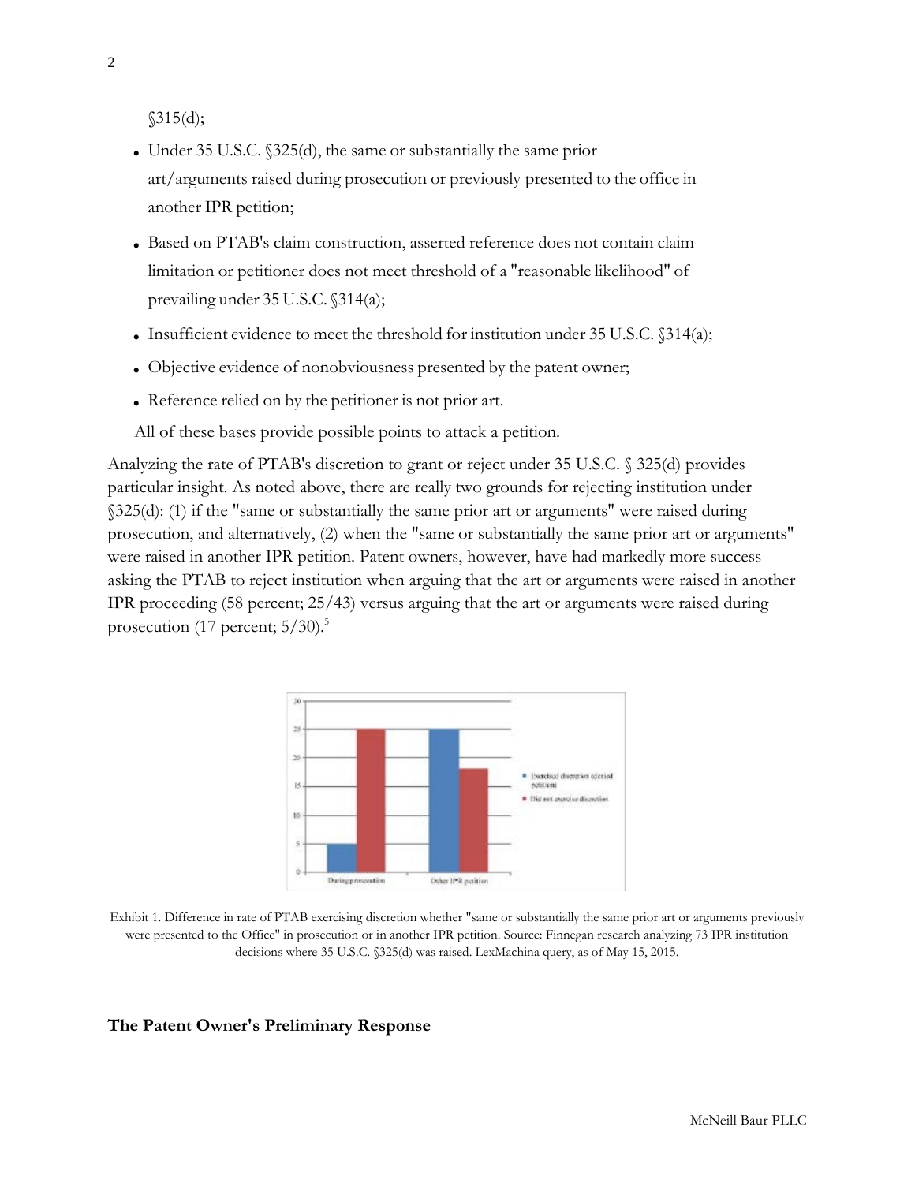§315(d);

- Under 35 U.S.C. §325(d), the same or substantially the same prior art/arguments raised during prosecution or previously presented to the office in another IPR petition;
- Based on PTAB's claim construction, asserted reference does not contain claim limitation or petitioner does not meet threshold of a "reasonable likelihood" of prevailing under 35 U.S.C. §314(a);
- Insufficient evidence to meet the threshold for institution under 35 U.S.C. §314(a);
- Objective evidence of nonobviousness presented by the patent owner;
- Reference relied on by the petitioner is not prior art.

All of these bases provide possible points to attack a petition.

Analyzing the rate of PTAB's discretion to grant or reject under 35 U.S.C. § 325(d) provides particular insight. As noted above, there are really two grounds for rejecting institution under §325(d): (1) if the "same or substantially the same prior art or arguments" were raised during prosecution, and alternatively, (2) when the "same or substantially the same prior art or arguments" were raised in another IPR petition. Patent owners, however, have had markedly more success asking the PTAB to reject institution when arguing that the art or arguments were raised in another IPR proceeding (58 percent; 25/43) versus arguing that the art or arguments were raised during prosecution (17 percent; 5/30).[5]

Exhibit 1. Difference in rate of PTAB exercising discretion whether "same or substantially the same prior art or arguments previously were presented to the Office" in prosecution or in another IPR petition. Source: Finnegan research analyzing 73 IPR institution decisions where 35 U.S.C. §325(d) was raised. LexMachina query, as of May 15, 2015.

## The Patent Owner's Preliminary Response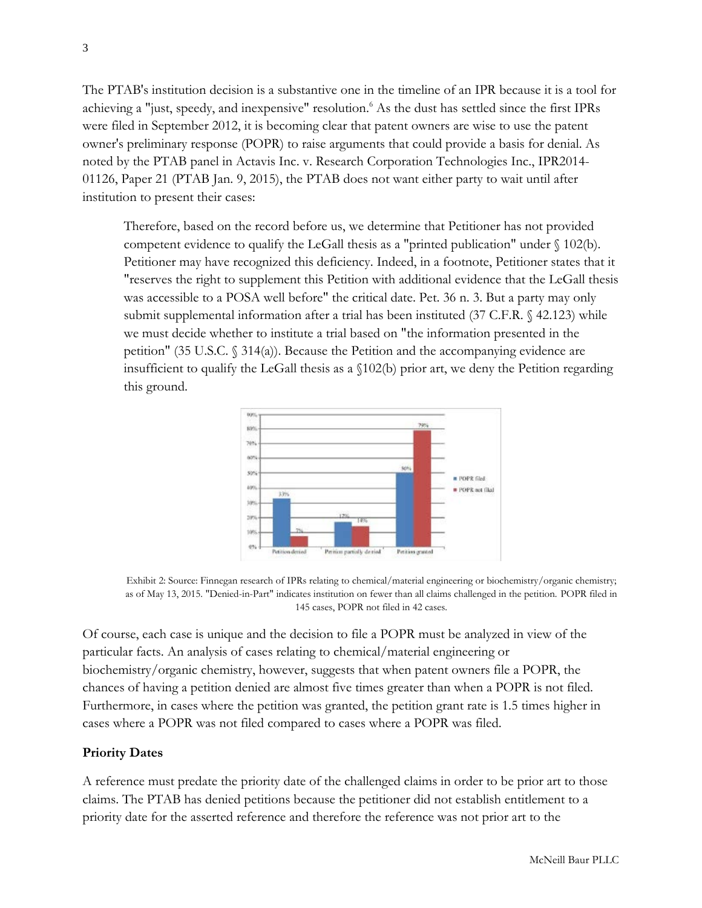The PTAB's institution decision is a substantive one in the timeline of an IPR because it is a tool for achieving a "just, speedy, and inexpensive" resolution.[6] As the dust has settled since the first IPRs were filed in September 2012, it is becoming clear that patent owners are wise to use the patent owner's preliminary response (POPR) to raise arguments that could provide a basis for denial. As noted by the PTAB panel in Actavis Inc. v. Research Corporation Technologies Inc., IPR2014-01126, Paper 21 (PTAB Jan. 9, 2015), the PTAB does not want either party to wait until after institution to present their cases:

> Therefore, based on the record before us, we determine that Petitioner has not provided competent evidence to qualify the LeGall thesis as a "printed publication" under § 102(b). Petitioner may have recognized this deficiency. Indeed, in a footnote, Petitioner states that it "reserves the right to supplement this Petition with additional evidence that the LeGall thesis was accessible to a POSA well before" the critical date. Pet. 36 n. 3. But a party may only submit supplemental information after a trial has been instituted (37 C.F.R. § 42.123) while we must decide whether to institute a trial based on "the information presented in the petition" (35 U.S.C. § 314(a)). Because the Petition and the accompanying evidence are insufficient to qualify the LeGall thesis as a §102(b) prior art, we deny the Petition regarding this ground.

| | POPR filed | POPR not filed |
|---|---|---|
| Petition denied | 33% | 7% |
| Petition partially denied | 17% | 14% |
| Petition granted | 50% | 79% |

Exhibit 2: Source: Finnegan research of IPRs relating to chemical/material engineering or biochemistry/organic chemistry; as of May 13, 2015. "Denied-in-Part" indicates institution on fewer than all claims challenged in the petition. POPR filed in 145 cases, POPR not filed in 42 cases.

Of course, each case is unique and the decision to file a POPR must be analyzed in view of the particular facts. An analysis of cases relating to chemical/material engineering or biochemistry/organic chemistry, however, suggests that when patent owners file a POPR, the chances of having a petition denied are almost five times greater than when a POPR is not filed. Furthermore, in cases where the petition was granted, the petition grant rate is 1.5 times higher in cases where a POPR was not filed compared to cases where a POPR was filed.

**Priority Dates**

A reference must predate the priority date of the challenged claims in order to be prior art to those claims. The PTAB has denied petitions because the petitioner did not establish entitlement to a priority date for the asserted reference and therefore the reference was not prior art to the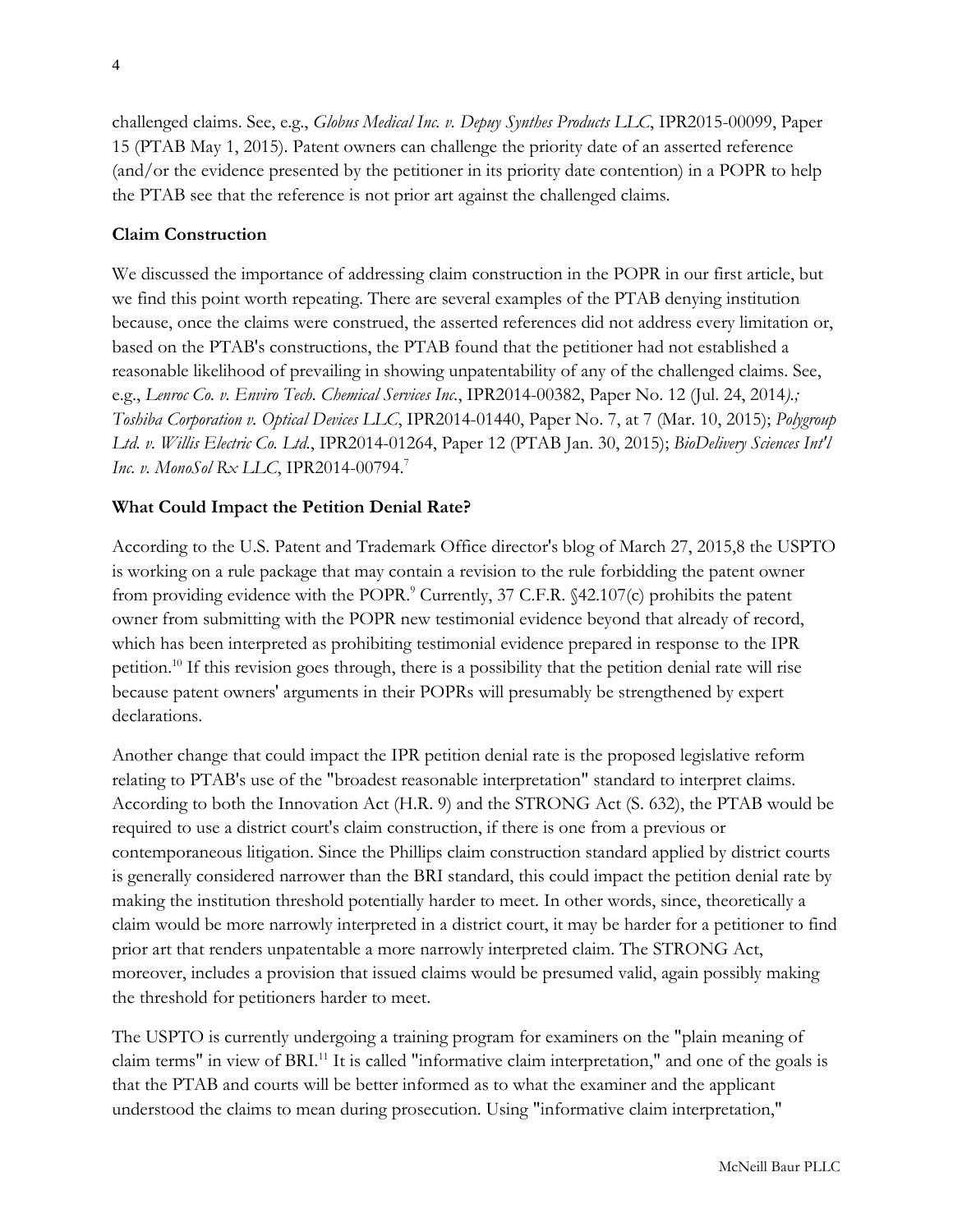challenged claims. See, e.g., *Globus Medical Inc. v. Depuy Synthes Products LLC*, IPR2015-00099, Paper 15 (PTAB May 1, 2015). Patent owners can challenge the priority date of an asserted reference (and/or the evidence presented by the petitioner in its priority date contention) in a POPR to help the PTAB see that the reference is not prior art against the challenged claims.

**Claim Construction**

We discussed the importance of addressing claim construction in the POPR in our first article, but we find this point worth repeating. There are several examples of the PTAB denying institution because, once the claims were construed, the asserted references did not address every limitation or, based on the PTAB's constructions, the PTAB found that the petitioner had not established a reasonable likelihood of prevailing in showing unpatentability of any of the challenged claims. See, e.g., *Lenroc Co. v. Enviro Tech. Chemical Services Inc.*, IPR2014-00382, Paper No. 12 (Jul. 24, 2014).; *Toshiba Corporation v. Optical Devices LLC*, IPR2014-01440, Paper No. 7, at 7 (Mar. 10, 2015); *Polygroup Ltd. v. Willis Electric Co. Ltd.*, IPR2014-01264, Paper 12 (PTAB Jan. 30, 2015); *BioDelivery Sciences Int'l Inc. v. MonoSol Rx LLC*, IPR2014-00794.[7]

**What Could Impact the Petition Denial Rate?**

According to the U.S. Patent and Trademark Office director's blog of March 27, 2015,8 the USPTO is working on a rule package that may contain a revision to the rule forbidding the patent owner from providing evidence with the POPR.[9] Currently, 37 C.F.R. §42.107(c) prohibits the patent owner from submitting with the POPR new testimonial evidence beyond that already of record, which has been interpreted as prohibiting testimonial evidence prepared in response to the IPR petition.[10] If this revision goes through, there is a possibility that the petition denial rate will rise because patent owners' arguments in their POPRs will presumably be strengthened by expert declarations.

Another change that could impact the IPR petition denial rate is the proposed legislative reform relating to PTAB's use of the "broadest reasonable interpretation" standard to interpret claims. According to both the Innovation Act (H.R. 9) and the STRONG Act (S. 632), the PTAB would be required to use a district court's claim construction, if there is one from a previous or contemporaneous litigation. Since the Phillips claim construction standard applied by district courts is generally considered narrower than the BRI standard, this could impact the petition denial rate by making the institution threshold potentially harder to meet. In other words, since, theoretically a claim would be more narrowly interpreted in a district court, it may be harder for a petitioner to find prior art that renders unpatentable a more narrowly interpreted claim. The STRONG Act, moreover, includes a provision that issued claims would be presumed valid, again possibly making the threshold for petitioners harder to meet.

The USPTO is currently undergoing a training program for examiners on the "plain meaning of claim terms" in view of BRI.[11] It is called "informative claim interpretation," and one of the goals is that the PTAB and courts will be better informed as to what the examiner and the applicant understood the claims to mean during prosecution. Using "informative claim interpretation,"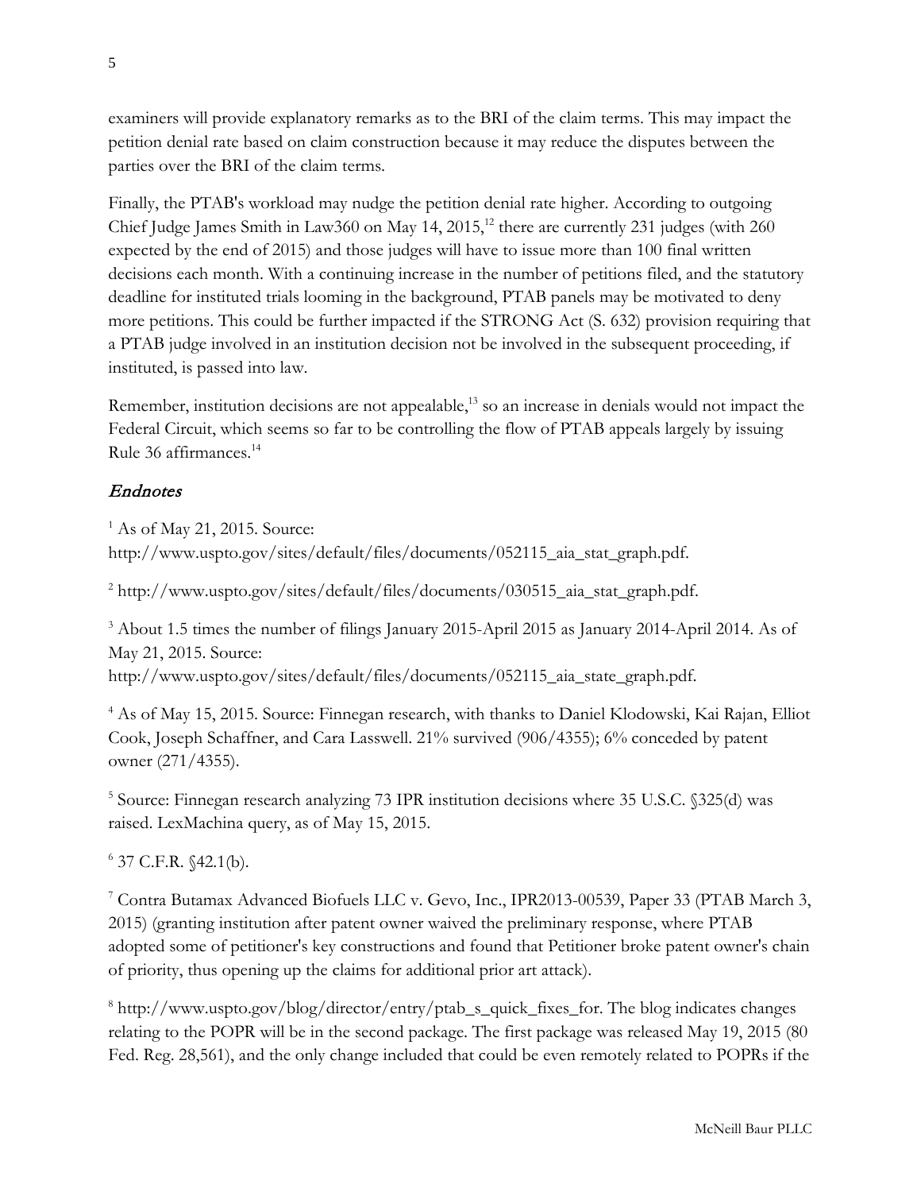examiners will provide explanatory remarks as to the BRI of the claim terms. This may impact the petition denial rate based on claim construction because it may reduce the disputes between the parties over the BRI of the claim terms.

Finally, the PTAB's workload may nudge the petition denial rate higher. According to outgoing Chief Judge James Smith in Law360 on May 14, 2015,[12] there are currently 231 judges (with 260 expected by the end of 2015) and those judges will have to issue more than 100 final written decisions each month. With a continuing increase in the number of petitions filed, and the statutory deadline for instituted trials looming in the background, PTAB panels may be motivated to deny more petitions. This could be further impacted if the STRONG Act (S. 632) provision requiring that a PTAB judge involved in an institution decision not be involved in the subsequent proceeding, if instituted, is passed into law.

Remember, institution decisions are not appealable,[13] so an increase in denials would not impact the Federal Circuit, which seems so far to be controlling the flow of PTAB appeals largely by issuing Rule 36 affirmances.[14]

## *Endnotes*

[1] As of May 21, 2015. Source: http://www.uspto.gov/sites/default/files/documents/052115_aia_stat_graph.pdf.

[2] http://www.uspto.gov/sites/default/files/documents/030515_aia_stat_graph.pdf.

[3] About 1.5 times the number of filings January 2015-April 2015 as January 2014-April 2014. As of May 21, 2015. Source: http://www.uspto.gov/sites/default/files/documents/052115_aia_state_graph.pdf.

[4] As of May 15, 2015. Source: Finnegan research, with thanks to Daniel Klodowski, Kai Rajan, Elliot Cook, Joseph Schaffner, and Cara Lasswell. 21% survived (906/4355); 6% conceded by patent owner (271/4355).

[5] Source: Finnegan research analyzing 73 IPR institution decisions where 35 U.S.C. §325(d) was raised. LexMachina query, as of May 15, 2015.

[6] 37 C.F.R. §42.1(b).

[7] Contra Butamax Advanced Biofuels LLC v. Gevo, Inc., IPR2013-00539, Paper 33 (PTAB March 3, 2015) (granting institution after patent owner waived the preliminary response, where PTAB adopted some of petitioner's key constructions and found that Petitioner broke patent owner's chain of priority, thus opening up the claims for additional prior art attack).

[8] http://www.uspto.gov/blog/director/entry/ptab_s_quick_fixes_for. The blog indicates changes relating to the POPR will be in the second package. The first package was released May 19, 2015 (80 Fed. Reg. 28,561), and the only change included that could be even remotely related to POPRs if the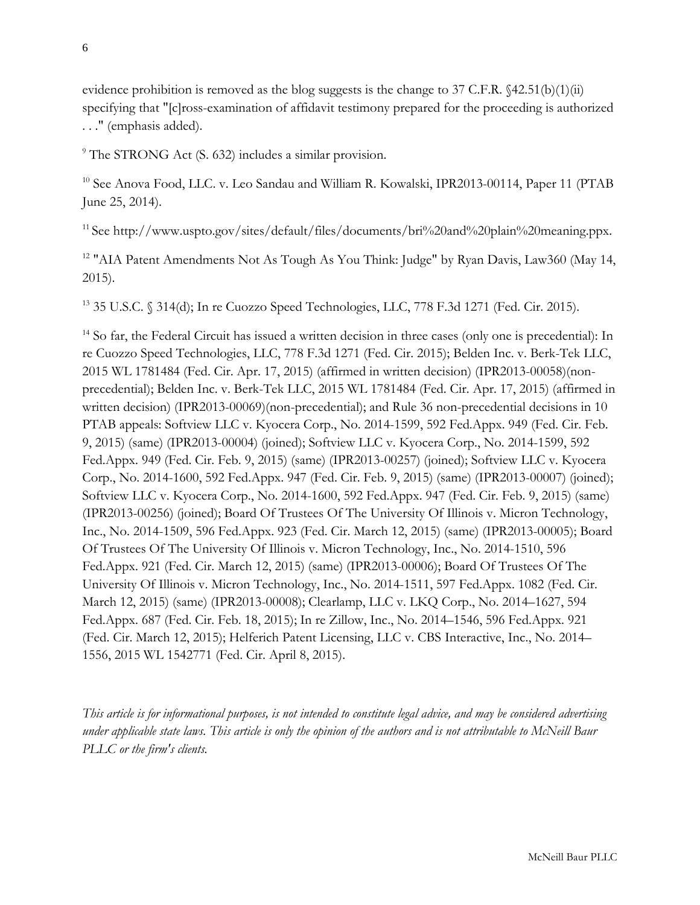evidence prohibition is removed as the blog suggests is the change to 37 C.F.R. §42.51(b)(1)(ii) specifying that "[c]ross-examination of affidavit testimony prepared for the proceeding is authorized . . ." (emphasis added).

[9] The STRONG Act (S. 632) includes a similar provision.

[10] See Anova Food, LLC. v. Leo Sandau and William R. Kowalski, IPR2013-00114, Paper 11 (PTAB June 25, 2014).

[11] See http://www.uspto.gov/sites/default/files/documents/bri%20and%20plain%20meaning.ppx.

[12] "AIA Patent Amendments Not As Tough As You Think: Judge" by Ryan Davis, Law360 (May 14, 2015).

[13] 35 U.S.C. § 314(d); In re Cuozzo Speed Technologies, LLC, 778 F.3d 1271 (Fed. Cir. 2015).

[14] So far, the Federal Circuit has issued a written decision in three cases (only one is precedential): In re Cuozzo Speed Technologies, LLC, 778 F.3d 1271 (Fed. Cir. 2015); Belden Inc. v. Berk-Tek LLC, 2015 WL 1781484 (Fed. Cir. Apr. 17, 2015) (affirmed in written decision) (IPR2013-00058)(non-precedential); Belden Inc. v. Berk-Tek LLC, 2015 WL 1781484 (Fed. Cir. Apr. 17, 2015) (affirmed in written decision) (IPR2013-00069)(non-precedential); and Rule 36 non-precedential decisions in 10 PTAB appeals: Softview LLC v. Kyocera Corp., No. 2014-1599, 592 Fed.Appx. 949 (Fed. Cir. Feb. 9, 2015) (same) (IPR2013-00004) (joined); Softview LLC v. Kyocera Corp., No. 2014-1599, 592 Fed.Appx. 949 (Fed. Cir. Feb. 9, 2015) (same) (IPR2013-00257) (joined); Softview LLC v. Kyocera Corp., No. 2014-1600, 592 Fed.Appx. 947 (Fed. Cir. Feb. 9, 2015) (same) (IPR2013-00007) (joined); Softview LLC v. Kyocera Corp., No. 2014-1600, 592 Fed.Appx. 947 (Fed. Cir. Feb. 9, 2015) (same) (IPR2013-00256) (joined); Board Of Trustees Of The University Of Illinois v. Micron Technology, Inc., No. 2014-1509, 596 Fed.Appx. 923 (Fed. Cir. March 12, 2015) (same) (IPR2013-00005); Board Of Trustees Of The University Of Illinois v. Micron Technology, Inc., No. 2014-1510, 596 Fed.Appx. 921 (Fed. Cir. March 12, 2015) (same) (IPR2013-00006); Board Of Trustees Of The University Of Illinois v. Micron Technology, Inc., No. 2014-1511, 597 Fed.Appx. 1082 (Fed. Cir. March 12, 2015) (same) (IPR2013-00008); Clearlamp, LLC v. LKQ Corp., No. 2014–1627, 594 Fed.Appx. 687 (Fed. Cir. Feb. 18, 2015); In re Zillow, Inc., No. 2014–1546, 596 Fed.Appx. 921 (Fed. Cir. March 12, 2015); Helferich Patent Licensing, LLC v. CBS Interactive, Inc., No. 2014–1556, 2015 WL 1542771 (Fed. Cir. April 8, 2015).

*This article is for informational purposes, is not intended to constitute legal advice, and may be considered advertising under applicable state laws. This article is only the opinion of the authors and is not attributable to McNeill Baur PLLC or the firm's clients.*